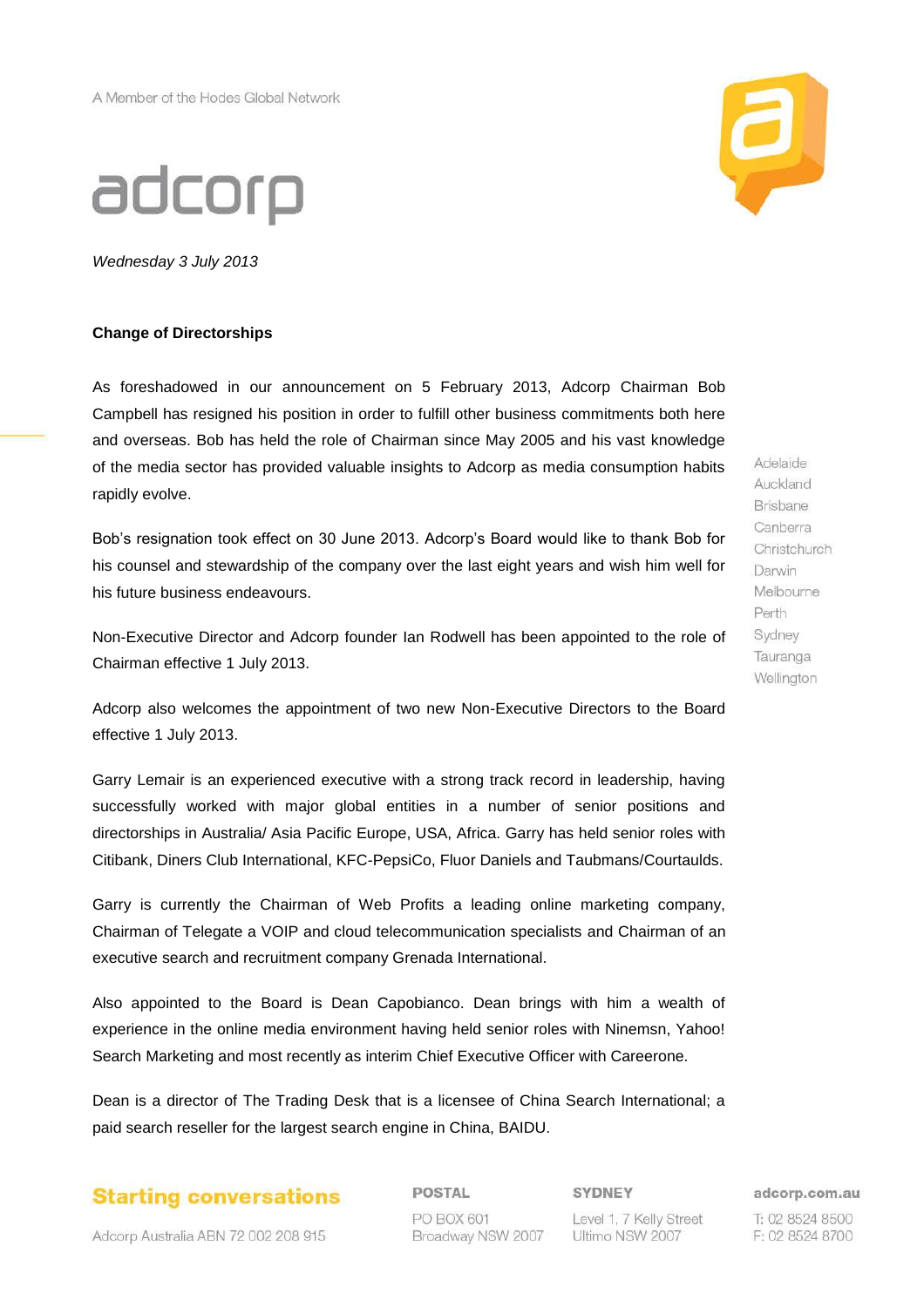A Member of the Hodes Global Network

adcorp

*Wednesday 3 July 2013*

**Change of Directorships**

As foreshadowed in our announcement on 5 February 2013, Adcorp Chairman Bob Campbell has resigned his position in order to fulfill other business commitments both here and overseas. Bob has held the role of Chairman since May 2005 and his vast knowledge of the media sector has provided valuable insights to Adcorp as media consumption habits rapidly evolve.

Bob's resignation took effect on 30 June 2013. Adcorp's Board would like to thank Bob for his counsel and stewardship of the company over the last eight years and wish him well for his future business endeavours.

Non-Executive Director and Adcorp founder Ian Rodwell has been appointed to the role of Chairman effective 1 July 2013.

Adcorp also welcomes the appointment of two new Non-Executive Directors to the Board effective 1 July 2013.

Garry Lemair is an experienced executive with a strong track record in leadership, having successfully worked with major global entities in a number of senior positions and directorships in Australia/ Asia Pacific Europe, USA, Africa. Garry has held senior roles with Citibank, Diners Club International, KFC-PepsiCo, Fluor Daniels and Taubmans/Courtaulds.

Garry is currently the Chairman of Web Profits a leading online marketing company, Chairman of Telegate a VOIP and cloud telecommunication specialists and Chairman of an executive search and recruitment company Grenada International.

Also appointed to the Board is Dean Capobianco. Dean brings with him a wealth of experience in the online media environment having held senior roles with Ninemsn, Yahoo! Search Marketing and most recently as interim Chief Executive Officer with Careerone.

Dean is a director of The Trading Desk that is a licensee of China Search International; a paid search reseller for the largest search engine in China, BAIDU.

Adelaide
Auckland
Brisbane
Canberra
Christchurch
Darwin
Melbourne
Perth
Sydney
Tauranga
Wellington

**Starting conversations**

Adcorp Australia ABN 72 002 208 915

**POSTAL**
PO BOX 601
Broadway NSW 2007

**SYDNEY**
Level 1, 7 Kelly Street
Ultimo NSW 2007

**adcorp.com.au**
T: 02 8524 8500
F: 02 8524 8700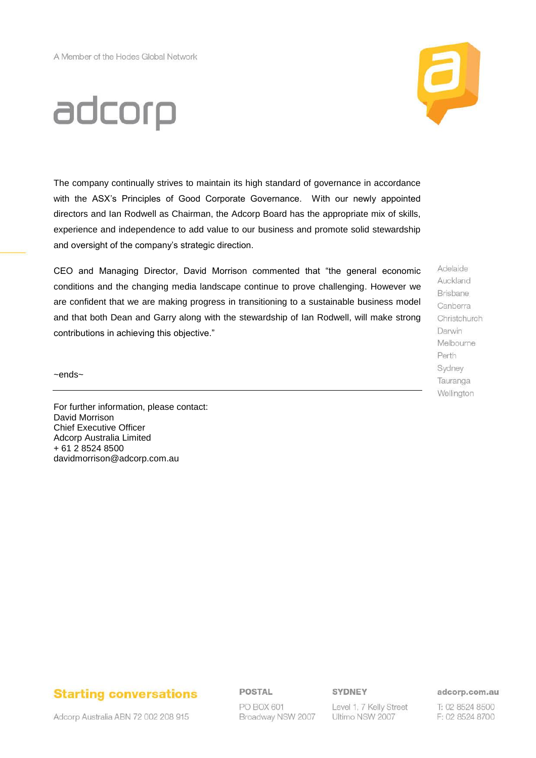The company continually strives to maintain its high standard of governance in accordance with the ASX's Principles of Good Corporate Governance. With our newly appointed directors and Ian Rodwell as Chairman, the Adcorp Board has the appropriate mix of skills, experience and independence to add value to our business and promote solid stewardship and oversight of the company's strategic direction.

CEO and Managing Director, David Morrison commented that "the general economic conditions and the changing media landscape continue to prove challenging. However we are confident that we are making progress in transitioning to a sustainable business model and that both Dean and Garry along with the stewardship of Ian Rodwell, will make strong contributions in achieving this objective."

~ends~

---

For further information, please contact:
David Morrison
Chief Executive Officer
Adcorp Australia Limited
+ 61 2 8524 8500
davidmorrison@adcorp.com.au